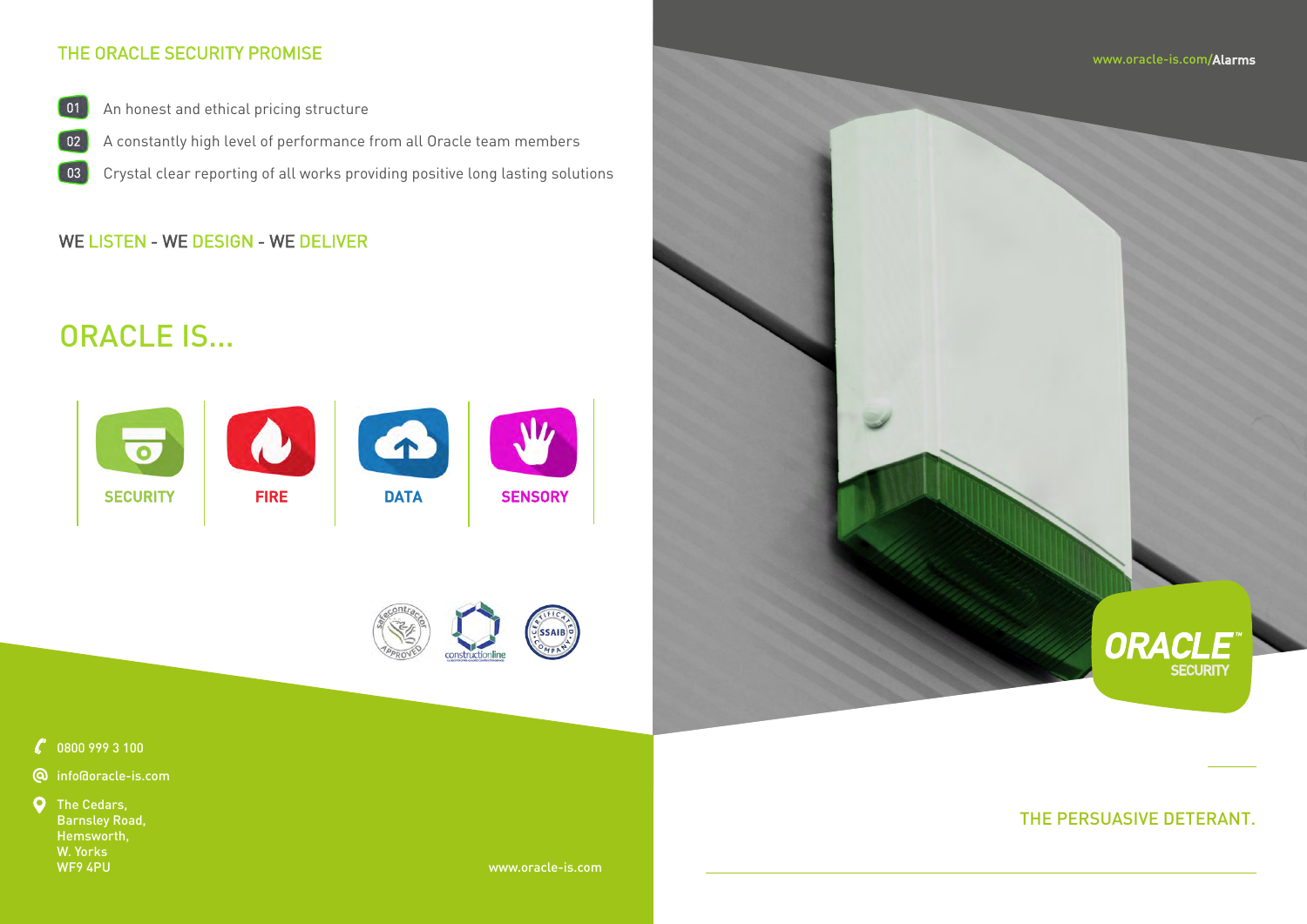## THE ORACLE SECURITY PROMISE

01 An honest and ethical pricing structure

02 A constantly high level of performance from all Oracle team members

03 Crystal clear reporting of all works providing positive long lasting solutions

WE LISTEN - WE DESIGN - WE DELIVER

# ORACLE IS...

SECURITY | FIRE | DATA | SENSORY

0800 999 3 100

info@oracle-is.com

The Cedars,
Barnsley Road,
Hemsworth,
W. Yorks
WF9 4PU

www.oracle-is.com

www.oracle-is.com/**Alarms**

ORACLE™ SECURITY

THE PERSUASIVE DETERANT.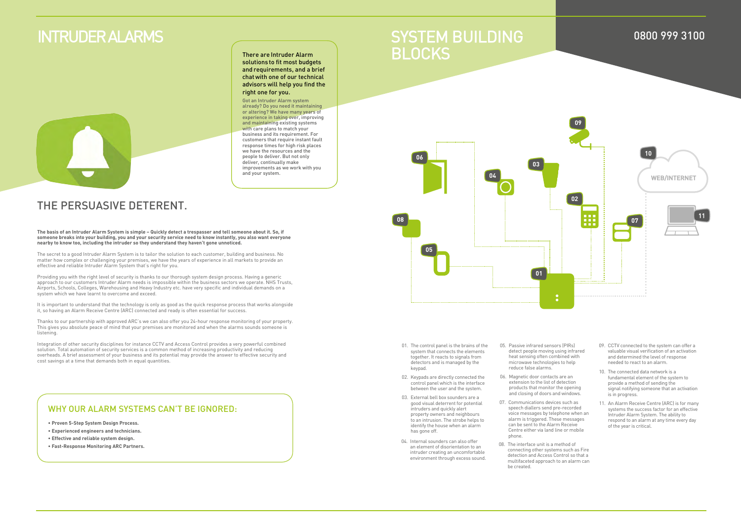# INTRUDER ALARMS

There are Intruder Alarm solutions to fit most budgets and requirements, and a brief chat with one of our technical advisors will help you find the right one for you.

Got an Intruder Alarm system already? Do you need it maintaining or altering? We have many years of experience in taking over, improving and maintaining existing systems with care plans to match your business and its requirement. For customers that require instant fault response times for high risk places we have the resources and the people to deliver. But not only deliver, continually make improvements as we work with you and your system.

## THE PERSUASIVE DETERENT.

**The basis of an Intruder Alarm System is simple – Quickly detect a trespasser and tell someone about it. So, if someone breaks into your building, you and your security service need to know instantly, you also want everyone nearby to know too, including the intruder so they understand they haven't gone unnoticed.**

The secret to a good Intruder Alarm System is to tailor the solution to each customer, building and business. No matter how complex or challenging your premises, we have the years of experience in all markets to provide an effective and reliable Intruder Alarm System that's right for you.

Providing you with the right level of security is thanks to our thorough system design process. Having a generic approach to our customers Intruder Alarm needs is impossible within the business sectors we operate. NHS Trusts, Airports, Schools, Colleges, Warehousing and Heavy Industry etc. have very specific and individual demands on a system which we have learnt to overcome and exceed.

It is important to understand that the technology is only as good as the quick response process that works alongside it, so having an Alarm Receive Centre (ARC) connected and ready is often essential for success.

Thanks to our partnership with approved ARC's we can also offer you 24-hour response monitoring of your property. This gives you absolute peace of mind that your premises are monitored and when the alarms sounds someone is listening.

Integration of other security disciplines for instance CCTV and Access Control provides a very powerful combined solution. Total automation of security services is a common method of increasing productivity and reducing overheads. A brief assessment of your business and its potential may provide the answer to effective security and cost savings at a time that demands both in equal quantities.

### WHY OUR ALARM SYSTEMS CAN'T BE IGNORED:

- **Proven 5-Step System Design Process.**
- **Experienced engineers and technicians.**
- **Effective and reliable system design.**
- **Fast-Response Monitoring ARC Partners.**

# SYSTEM BUILDING BLOCKS

0800 999 3100

09
10
WEB/INTERNET
06
03
04
02
08
07
11
05
01

01. The control panel is the brains of the system that connects the elements together. It reacts to signals from detectors and is managed by the keypad.
02. Keypads are directly connected the control panel which is the interface between the user and the system.
03. External bell box sounders are a good visual deterrent for potential intruders and quickly alert property owners and neighbours to an intrusion. The strobe helps to identify the house when an alarm has gone off.
04. Internal sounders can also offer an element of disorientation to an intruder creating an uncomfortable environment through excess sound.
05. Passive infrared sensors (PIRs) detect people moving using infrared heat sensing often combined with microwave technologies to help reduce false alarms.
06. Magnetic door contacts are an extension to the list of detection products that monitor the opening and closing of doors and windows.
07. Communications devices such as speech diallers send pre-recorded voice messages by telephone when an alarm is triggered. These messages can be sent to the Alarm Receive Centre either via land line or mobile phone.
08. The interface unit is a method of connecting other systems such as Fire detection and Access Control so that a multifaceted approach to an alarm can be created.
09. CCTV connected to the system can offer a valuable visual verification of an activation and determined the level of response needed to react to an alarm.
10. The connected data network is a fundamental element of the system to provide a method of sending the signal notifying someone that an activation is in progress.
11. An Alarm Receive Centre (ARC) is for many systems the success factor for an effective Intruder Alarm System. The ability to respond to an alarm at any time every day of the year is critical.